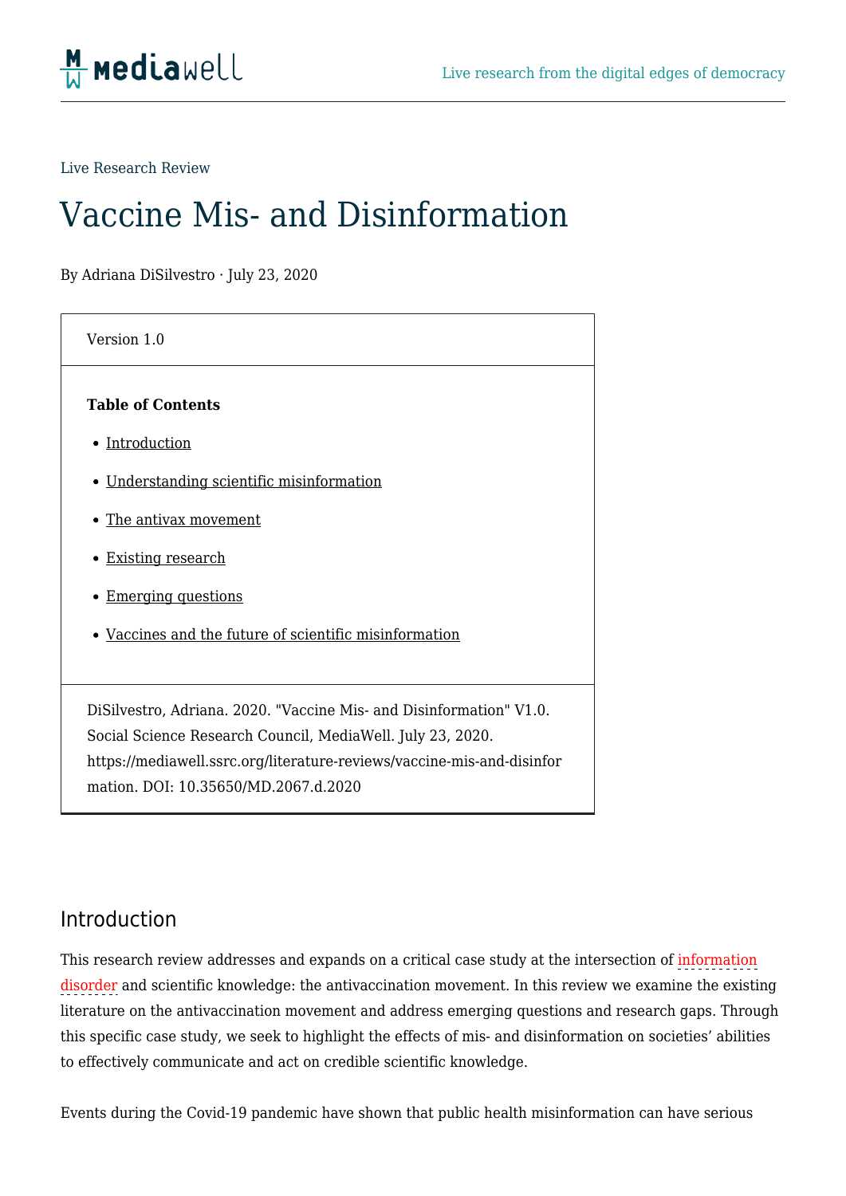Live Research Review

# Vaccine Mis- and Disinformation

By Adriana DiSilvestro · July 23, 2020

Version 1.0

**Table of Contents**

- Introduction
- Understanding scientific misinformation
- The antivax movement
- Existing research
- Emerging questions
- Vaccines and the future of scientific misinformation

DiSilvestro, Adriana. 2020. "Vaccine Mis- and Disinformation" V1.0. Social Science Research Council, MediaWell. July 23, 2020. https://mediawell.ssrc.org/literature-reviews/vaccine-mis-and-disinformation. DOI: 10.35650/MD.2067.d.2020

## Introduction

This research review addresses and expands on a critical case study at the intersection of information disorder and scientific knowledge: the antivaccination movement. In this review we examine the existing literature on the antivaccination movement and address emerging questions and research gaps. Through this specific case study, we seek to highlight the effects of mis- and disinformation on societies' abilities to effectively communicate and act on credible scientific knowledge.

Events during the Covid-19 pandemic have shown that public health misinformation can have serious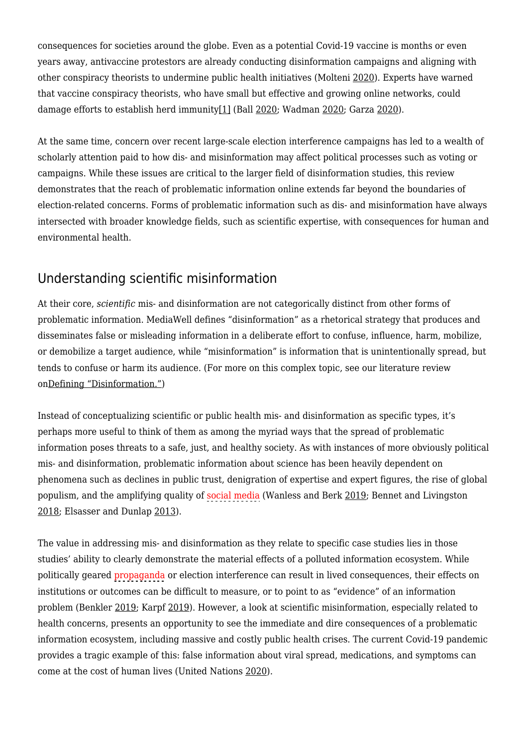consequences for societies around the globe. Even as a potential Covid-19 vaccine is months or even years away, antivaccine protestors are already conducting disinformation campaigns and aligning with other conspiracy theorists to undermine public health initiatives (Molteni 2020). Experts have warned that vaccine conspiracy theorists, who have small but effective and growing online networks, could damage efforts to establish herd immunity[1] (Ball 2020; Wadman 2020; Garza 2020).

At the same time, concern over recent large-scale election interference campaigns has led to a wealth of scholarly attention paid to how dis- and misinformation may affect political processes such as voting or campaigns. While these issues are critical to the larger field of disinformation studies, this review demonstrates that the reach of problematic information online extends far beyond the boundaries of election-related concerns. Forms of problematic information such as dis- and misinformation have always intersected with broader knowledge fields, such as scientific expertise, with consequences for human and environmental health.

## Understanding scientific misinformation

At their core, *scientific* mis- and disinformation are not categorically distinct from other forms of problematic information. MediaWell defines "disinformation" as a rhetorical strategy that produces and disseminates false or misleading information in a deliberate effort to confuse, influence, harm, mobilize, or demobilize a target audience, while "misinformation" is information that is unintentionally spread, but tends to confuse or harm its audience. (For more on this complex topic, see our literature review onDefining "Disinformation.")

Instead of conceptualizing scientific or public health mis- and disinformation as specific types, it's perhaps more useful to think of them as among the myriad ways that the spread of problematic information poses threats to a safe, just, and healthy society. As with instances of more obviously political mis- and disinformation, problematic information about science has been heavily dependent on phenomena such as declines in public trust, denigration of expertise and expert figures, the rise of global populism, and the amplifying quality of social media (Wanless and Berk 2019; Bennet and Livingston 2018; Elsasser and Dunlap 2013).

The value in addressing mis- and disinformation as they relate to specific case studies lies in those studies' ability to clearly demonstrate the material effects of a polluted information ecosystem. While politically geared propaganda or election interference can result in lived consequences, their effects on institutions or outcomes can be difficult to measure, or to point to as "evidence" of an information problem (Benkler 2019; Karpf 2019). However, a look at scientific misinformation, especially related to health concerns, presents an opportunity to see the immediate and dire consequences of a problematic information ecosystem, including massive and costly public health crises. The current Covid-19 pandemic provides a tragic example of this: false information about viral spread, medications, and symptoms can come at the cost of human lives (United Nations 2020).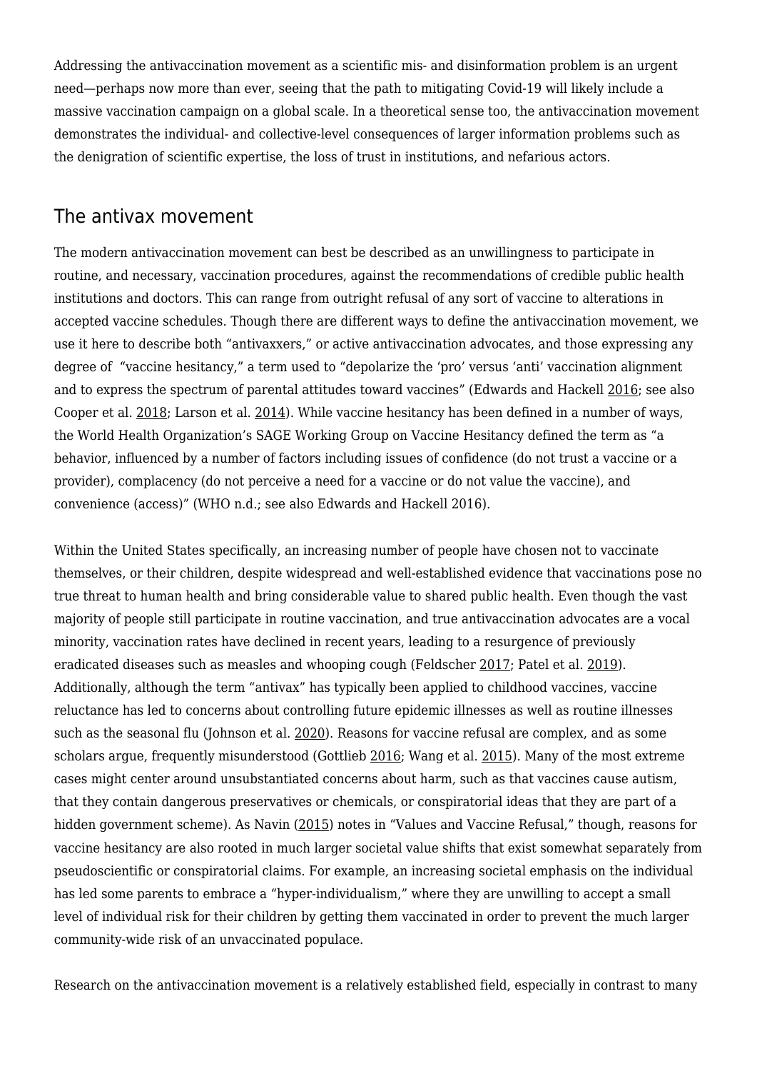Addressing the antivaccination movement as a scientific mis- and disinformation problem is an urgent need—perhaps now more than ever, seeing that the path to mitigating Covid-19 will likely include a massive vaccination campaign on a global scale. In a theoretical sense too, the antivaccination movement demonstrates the individual- and collective-level consequences of larger information problems such as the denigration of scientific expertise, the loss of trust in institutions, and nefarious actors.

## The antivax movement

The modern antivaccination movement can best be described as an unwillingness to participate in routine, and necessary, vaccination procedures, against the recommendations of credible public health institutions and doctors. This can range from outright refusal of any sort of vaccine to alterations in accepted vaccine schedules. Though there are different ways to define the antivaccination movement, we use it here to describe both "antivaxxers," or active antivaccination advocates, and those expressing any degree of "vaccine hesitancy," a term used to "depolarize the 'pro' versus 'anti' vaccination alignment and to express the spectrum of parental attitudes toward vaccines" (Edwards and Hackell 2016; see also Cooper et al. 2018; Larson et al. 2014). While vaccine hesitancy has been defined in a number of ways, the World Health Organization's SAGE Working Group on Vaccine Hesitancy defined the term as "a behavior, influenced by a number of factors including issues of confidence (do not trust a vaccine or a provider), complacency (do not perceive a need for a vaccine or do not value the vaccine), and convenience (access)" (WHO n.d.; see also Edwards and Hackell 2016).

Within the United States specifically, an increasing number of people have chosen not to vaccinate themselves, or their children, despite widespread and well-established evidence that vaccinations pose no true threat to human health and bring considerable value to shared public health. Even though the vast majority of people still participate in routine vaccination, and true antivaccination advocates are a vocal minority, vaccination rates have declined in recent years, leading to a resurgence of previously eradicated diseases such as measles and whooping cough (Feldscher 2017; Patel et al. 2019). Additionally, although the term "antivax" has typically been applied to childhood vaccines, vaccine reluctance has led to concerns about controlling future epidemic illnesses as well as routine illnesses such as the seasonal flu (Johnson et al. 2020). Reasons for vaccine refusal are complex, and as some scholars argue, frequently misunderstood (Gottlieb 2016; Wang et al. 2015). Many of the most extreme cases might center around unsubstantiated concerns about harm, such as that vaccines cause autism, that they contain dangerous preservatives or chemicals, or conspiratorial ideas that they are part of a hidden government scheme). As Navin (2015) notes in "Values and Vaccine Refusal," though, reasons for vaccine hesitancy are also rooted in much larger societal value shifts that exist somewhat separately from pseudoscientific or conspiratorial claims. For example, an increasing societal emphasis on the individual has led some parents to embrace a "hyper-individualism," where they are unwilling to accept a small level of individual risk for their children by getting them vaccinated in order to prevent the much larger community-wide risk of an unvaccinated populace.

Research on the antivaccination movement is a relatively established field, especially in contrast to many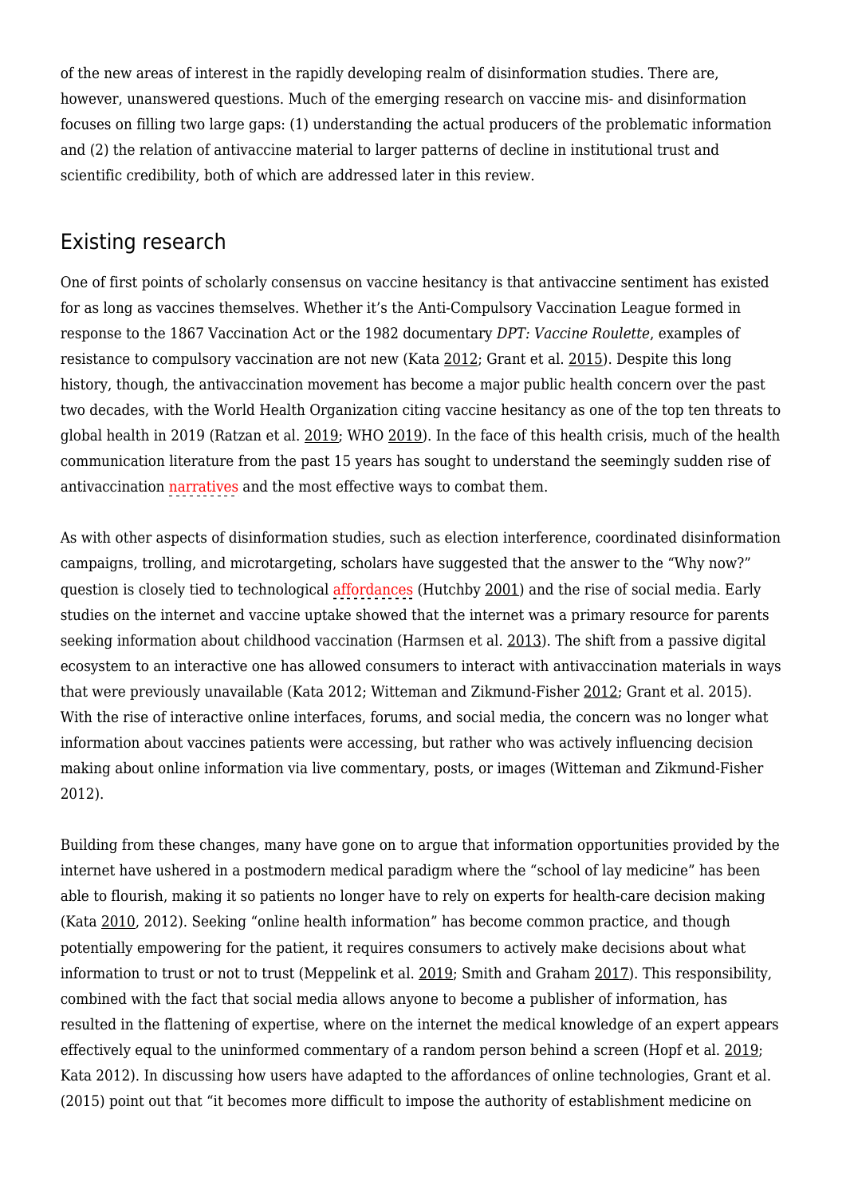of the new areas of interest in the rapidly developing realm of disinformation studies. There are, however, unanswered questions. Much of the emerging research on vaccine mis- and disinformation focuses on filling two large gaps: (1) understanding the actual producers of the problematic information and (2) the relation of antivaccine material to larger patterns of decline in institutional trust and scientific credibility, both of which are addressed later in this review.

## Existing research

One of first points of scholarly consensus on vaccine hesitancy is that antivaccine sentiment has existed for as long as vaccines themselves. Whether it's the Anti-Compulsory Vaccination League formed in response to the 1867 Vaccination Act or the 1982 documentary *DPT: Vaccine Roulette*, examples of resistance to compulsory vaccination are not new (Kata 2012; Grant et al. 2015). Despite this long history, though, the antivaccination movement has become a major public health concern over the past two decades, with the World Health Organization citing vaccine hesitancy as one of the top ten threats to global health in 2019 (Ratzan et al. 2019; WHO 2019). In the face of this health crisis, much of the health communication literature from the past 15 years has sought to understand the seemingly sudden rise of antivaccination narratives and the most effective ways to combat them.

As with other aspects of disinformation studies, such as election interference, coordinated disinformation campaigns, trolling, and microtargeting, scholars have suggested that the answer to the "Why now?" question is closely tied to technological affordances (Hutchby 2001) and the rise of social media. Early studies on the internet and vaccine uptake showed that the internet was a primary resource for parents seeking information about childhood vaccination (Harmsen et al. 2013). The shift from a passive digital ecosystem to an interactive one has allowed consumers to interact with antivaccination materials in ways that were previously unavailable (Kata 2012; Witteman and Zikmund-Fisher 2012; Grant et al. 2015). With the rise of interactive online interfaces, forums, and social media, the concern was no longer what information about vaccines patients were accessing, but rather who was actively influencing decision making about online information via live commentary, posts, or images (Witteman and Zikmund-Fisher 2012).

Building from these changes, many have gone on to argue that information opportunities provided by the internet have ushered in a postmodern medical paradigm where the "school of lay medicine" has been able to flourish, making it so patients no longer have to rely on experts for health-care decision making (Kata 2010, 2012). Seeking "online health information" has become common practice, and though potentially empowering for the patient, it requires consumers to actively make decisions about what information to trust or not to trust (Meppelink et al. 2019; Smith and Graham 2017). This responsibility, combined with the fact that social media allows anyone to become a publisher of information, has resulted in the flattening of expertise, where on the internet the medical knowledge of an expert appears effectively equal to the uninformed commentary of a random person behind a screen (Hopf et al. 2019; Kata 2012). In discussing how users have adapted to the affordances of online technologies, Grant et al. (2015) point out that "it becomes more difficult to impose the authority of establishment medicine on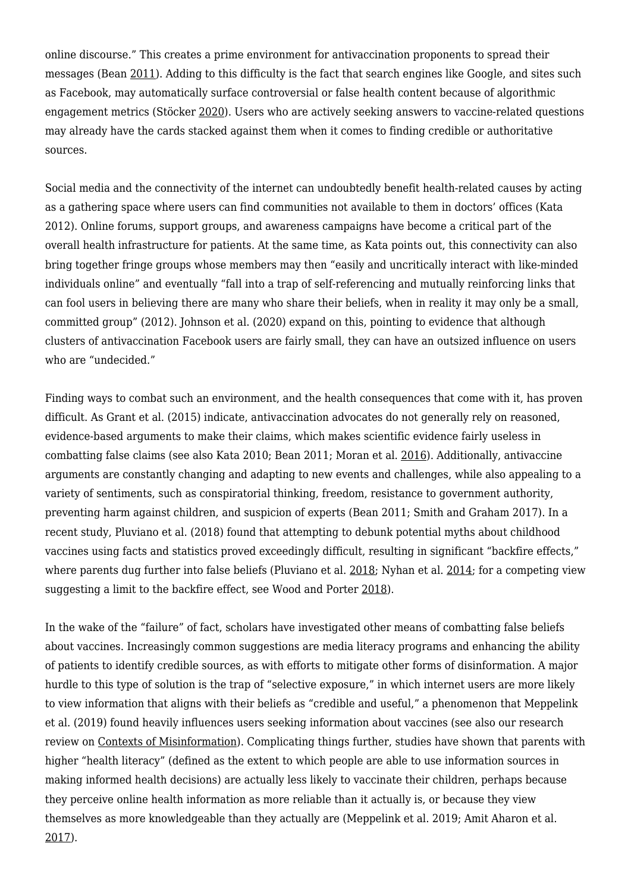online discourse." This creates a prime environment for antivaccination proponents to spread their messages (Bean 2011). Adding to this difficulty is the fact that search engines like Google, and sites such as Facebook, may automatically surface controversial or false health content because of algorithmic engagement metrics (Stöcker 2020). Users who are actively seeking answers to vaccine-related questions may already have the cards stacked against them when it comes to finding credible or authoritative sources.

Social media and the connectivity of the internet can undoubtedly benefit health-related causes by acting as a gathering space where users can find communities not available to them in doctors' offices (Kata 2012). Online forums, support groups, and awareness campaigns have become a critical part of the overall health infrastructure for patients. At the same time, as Kata points out, this connectivity can also bring together fringe groups whose members may then "easily and uncritically interact with like-minded individuals online" and eventually "fall into a trap of self-referencing and mutually reinforcing links that can fool users in believing there are many who share their beliefs, when in reality it may only be a small, committed group" (2012). Johnson et al. (2020) expand on this, pointing to evidence that although clusters of antivaccination Facebook users are fairly small, they can have an outsized influence on users who are "undecided."

Finding ways to combat such an environment, and the health consequences that come with it, has proven difficult. As Grant et al. (2015) indicate, antivaccination advocates do not generally rely on reasoned, evidence-based arguments to make their claims, which makes scientific evidence fairly useless in combatting false claims (see also Kata 2010; Bean 2011; Moran et al. 2016). Additionally, antivaccine arguments are constantly changing and adapting to new events and challenges, while also appealing to a variety of sentiments, such as conspiratorial thinking, freedom, resistance to government authority, preventing harm against children, and suspicion of experts (Bean 2011; Smith and Graham 2017). In a recent study, Pluviano et al. (2018) found that attempting to debunk potential myths about childhood vaccines using facts and statistics proved exceedingly difficult, resulting in significant "backfire effects," where parents dug further into false beliefs (Pluviano et al. 2018; Nyhan et al. 2014; for a competing view suggesting a limit to the backfire effect, see Wood and Porter 2018).

In the wake of the "failure" of fact, scholars have investigated other means of combatting false beliefs about vaccines. Increasingly common suggestions are media literacy programs and enhancing the ability of patients to identify credible sources, as with efforts to mitigate other forms of disinformation. A major hurdle to this type of solution is the trap of "selective exposure," in which internet users are more likely to view information that aligns with their beliefs as "credible and useful," a phenomenon that Meppelink et al. (2019) found heavily influences users seeking information about vaccines (see also our research review on Contexts of Misinformation). Complicating things further, studies have shown that parents with higher "health literacy" (defined as the extent to which people are able to use information sources in making informed health decisions) are actually less likely to vaccinate their children, perhaps because they perceive online health information as more reliable than it actually is, or because they view themselves as more knowledgeable than they actually are (Meppelink et al. 2019; Amit Aharon et al. 2017).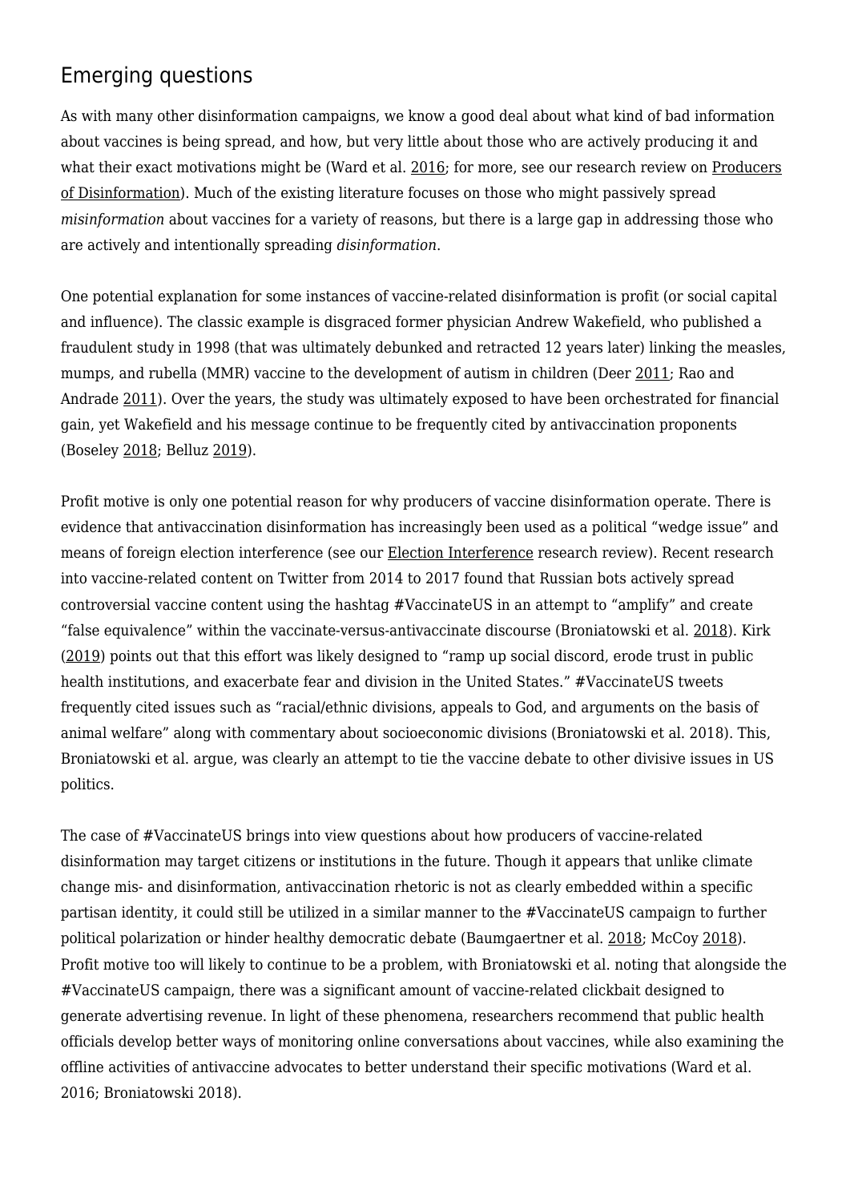## Emerging questions

As with many other disinformation campaigns, we know a good deal about what kind of bad information about vaccines is being spread, and how, but very little about those who are actively producing it and what their exact motivations might be (Ward et al. 2016; for more, see our research review on Producers of Disinformation). Much of the existing literature focuses on those who might passively spread *misinformation* about vaccines for a variety of reasons, but there is a large gap in addressing those who are actively and intentionally spreading *disinformation*.

One potential explanation for some instances of vaccine-related disinformation is profit (or social capital and influence). The classic example is disgraced former physician Andrew Wakefield, who published a fraudulent study in 1998 (that was ultimately debunked and retracted 12 years later) linking the measles, mumps, and rubella (MMR) vaccine to the development of autism in children (Deer 2011; Rao and Andrade 2011). Over the years, the study was ultimately exposed to have been orchestrated for financial gain, yet Wakefield and his message continue to be frequently cited by antivaccination proponents (Boseley 2018; Belluz 2019).

Profit motive is only one potential reason for why producers of vaccine disinformation operate. There is evidence that antivaccination disinformation has increasingly been used as a political "wedge issue" and means of foreign election interference (see our Election Interference research review). Recent research into vaccine-related content on Twitter from 2014 to 2017 found that Russian bots actively spread controversial vaccine content using the hashtag #VaccinateUS in an attempt to "amplify" and create "false equivalence" within the vaccinate-versus-antivaccinate discourse (Broniatowski et al. 2018). Kirk (2019) points out that this effort was likely designed to "ramp up social discord, erode trust in public health institutions, and exacerbate fear and division in the United States." #VaccinateUS tweets frequently cited issues such as "racial/ethnic divisions, appeals to God, and arguments on the basis of animal welfare" along with commentary about socioeconomic divisions (Broniatowski et al. 2018). This, Broniatowski et al. argue, was clearly an attempt to tie the vaccine debate to other divisive issues in US politics.

The case of #VaccinateUS brings into view questions about how producers of vaccine-related disinformation may target citizens or institutions in the future. Though it appears that unlike climate change mis- and disinformation, antivaccination rhetoric is not as clearly embedded within a specific partisan identity, it could still be utilized in a similar manner to the #VaccinateUS campaign to further political polarization or hinder healthy democratic debate (Baumgaertner et al. 2018; McCoy 2018). Profit motive too will likely to continue to be a problem, with Broniatowski et al. noting that alongside the #VaccinateUS campaign, there was a significant amount of vaccine-related clickbait designed to generate advertising revenue. In light of these phenomena, researchers recommend that public health officials develop better ways of monitoring online conversations about vaccines, while also examining the offline activities of antivaccine advocates to better understand their specific motivations (Ward et al. 2016; Broniatowski 2018).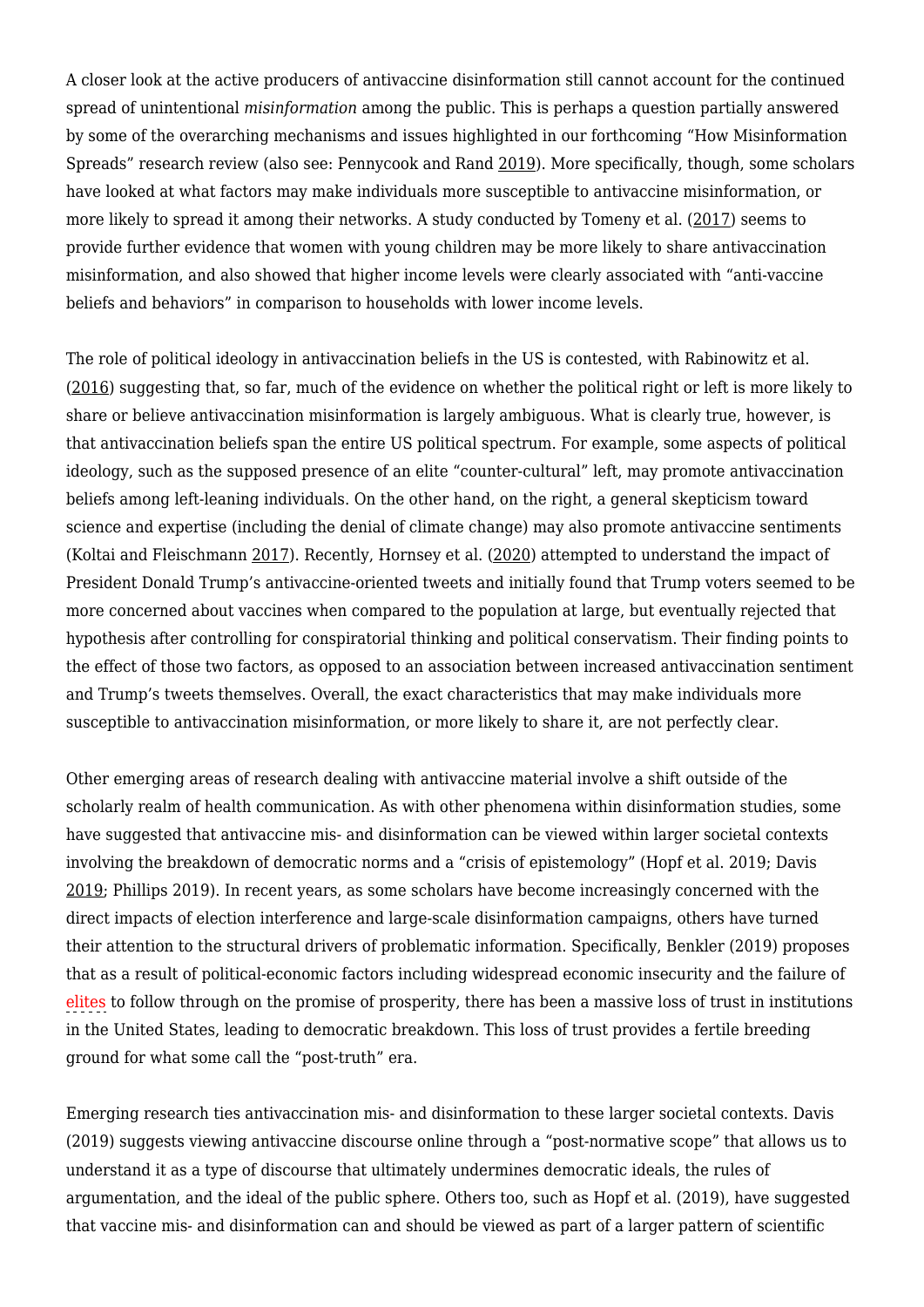A closer look at the active producers of antivaccine disinformation still cannot account for the continued spread of unintentional *misinformation* among the public. This is perhaps a question partially answered by some of the overarching mechanisms and issues highlighted in our forthcoming "How Misinformation Spreads" research review (also see: Pennycook and Rand 2019). More specifically, though, some scholars have looked at what factors may make individuals more susceptible to antivaccine misinformation, or more likely to spread it among their networks. A study conducted by Tomeny et al. (2017) seems to provide further evidence that women with young children may be more likely to share antivaccination misinformation, and also showed that higher income levels were clearly associated with "anti-vaccine beliefs and behaviors" in comparison to households with lower income levels.

The role of political ideology in antivaccination beliefs in the US is contested, with Rabinowitz et al. (2016) suggesting that, so far, much of the evidence on whether the political right or left is more likely to share or believe antivaccination misinformation is largely ambiguous. What is clearly true, however, is that antivaccination beliefs span the entire US political spectrum. For example, some aspects of political ideology, such as the supposed presence of an elite "counter-cultural" left, may promote antivaccination beliefs among left-leaning individuals. On the other hand, on the right, a general skepticism toward science and expertise (including the denial of climate change) may also promote antivaccine sentiments (Koltai and Fleischmann 2017). Recently, Hornsey et al. (2020) attempted to understand the impact of President Donald Trump's antivaccine-oriented tweets and initially found that Trump voters seemed to be more concerned about vaccines when compared to the population at large, but eventually rejected that hypothesis after controlling for conspiratorial thinking and political conservatism. Their finding points to the effect of those two factors, as opposed to an association between increased antivaccination sentiment and Trump's tweets themselves. Overall, the exact characteristics that may make individuals more susceptible to antivaccination misinformation, or more likely to share it, are not perfectly clear.

Other emerging areas of research dealing with antivaccine material involve a shift outside of the scholarly realm of health communication. As with other phenomena within disinformation studies, some have suggested that antivaccine mis- and disinformation can be viewed within larger societal contexts involving the breakdown of democratic norms and a "crisis of epistemology" (Hopf et al. 2019; Davis 2019; Phillips 2019). In recent years, as some scholars have become increasingly concerned with the direct impacts of election interference and large-scale disinformation campaigns, others have turned their attention to the structural drivers of problematic information. Specifically, Benkler (2019) proposes that as a result of political-economic factors including widespread economic insecurity and the failure of elites to follow through on the promise of prosperity, there has been a massive loss of trust in institutions in the United States, leading to democratic breakdown. This loss of trust provides a fertile breeding ground for what some call the "post-truth" era.

Emerging research ties antivaccination mis- and disinformation to these larger societal contexts. Davis (2019) suggests viewing antivaccine discourse online through a "post-normative scope" that allows us to understand it as a type of discourse that ultimately undermines democratic ideals, the rules of argumentation, and the ideal of the public sphere. Others too, such as Hopf et al. (2019), have suggested that vaccine mis- and disinformation can and should be viewed as part of a larger pattern of scientific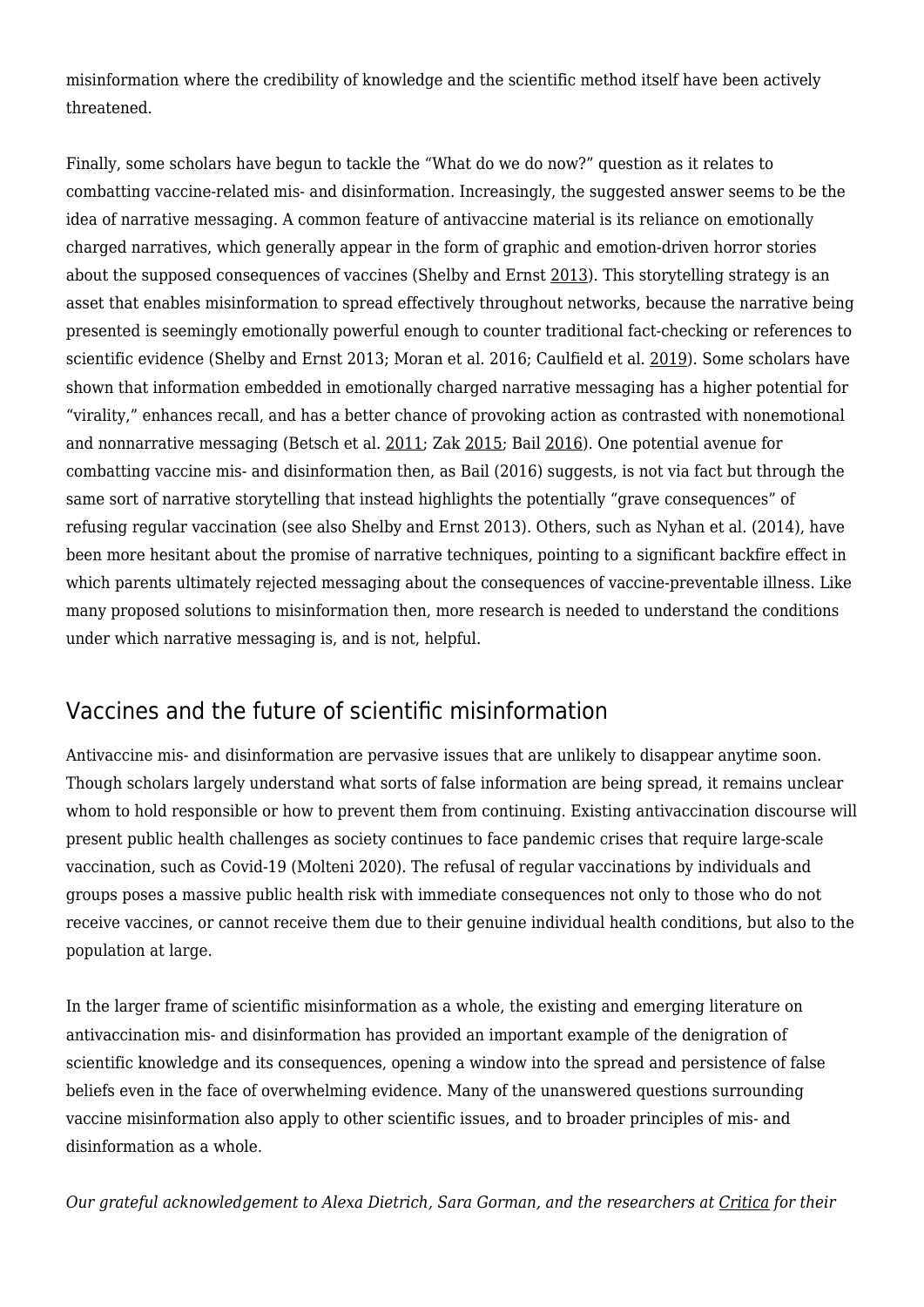misinformation where the credibility of knowledge and the scientific method itself have been actively threatened.

Finally, some scholars have begun to tackle the "What do we do now?" question as it relates to combatting vaccine-related mis- and disinformation. Increasingly, the suggested answer seems to be the idea of narrative messaging. A common feature of antivaccine material is its reliance on emotionally charged narratives, which generally appear in the form of graphic and emotion-driven horror stories about the supposed consequences of vaccines (Shelby and Ernst 2013). This storytelling strategy is an asset that enables misinformation to spread effectively throughout networks, because the narrative being presented is seemingly emotionally powerful enough to counter traditional fact-checking or references to scientific evidence (Shelby and Ernst 2013; Moran et al. 2016; Caulfield et al. 2019). Some scholars have shown that information embedded in emotionally charged narrative messaging has a higher potential for "virality," enhances recall, and has a better chance of provoking action as contrasted with nonemotional and nonnarrative messaging (Betsch et al. 2011; Zak 2015; Bail 2016). One potential avenue for combatting vaccine mis- and disinformation then, as Bail (2016) suggests, is not via fact but through the same sort of narrative storytelling that instead highlights the potentially "grave consequences" of refusing regular vaccination (see also Shelby and Ernst 2013). Others, such as Nyhan et al. (2014), have been more hesitant about the promise of narrative techniques, pointing to a significant backfire effect in which parents ultimately rejected messaging about the consequences of vaccine-preventable illness. Like many proposed solutions to misinformation then, more research is needed to understand the conditions under which narrative messaging is, and is not, helpful.

## Vaccines and the future of scientific misinformation

Antivaccine mis- and disinformation are pervasive issues that are unlikely to disappear anytime soon. Though scholars largely understand what sorts of false information are being spread, it remains unclear whom to hold responsible or how to prevent them from continuing. Existing antivaccination discourse will present public health challenges as society continues to face pandemic crises that require large-scale vaccination, such as Covid-19 (Molteni 2020). The refusal of regular vaccinations by individuals and groups poses a massive public health risk with immediate consequences not only to those who do not receive vaccines, or cannot receive them due to their genuine individual health conditions, but also to the population at large.

In the larger frame of scientific misinformation as a whole, the existing and emerging literature on antivaccination mis- and disinformation has provided an important example of the denigration of scientific knowledge and its consequences, opening a window into the spread and persistence of false beliefs even in the face of overwhelming evidence. Many of the unanswered questions surrounding vaccine misinformation also apply to other scientific issues, and to broader principles of mis- and disinformation as a whole.

*Our grateful acknowledgement to Alexa Dietrich, Sara Gorman, and the researchers at Critica for their*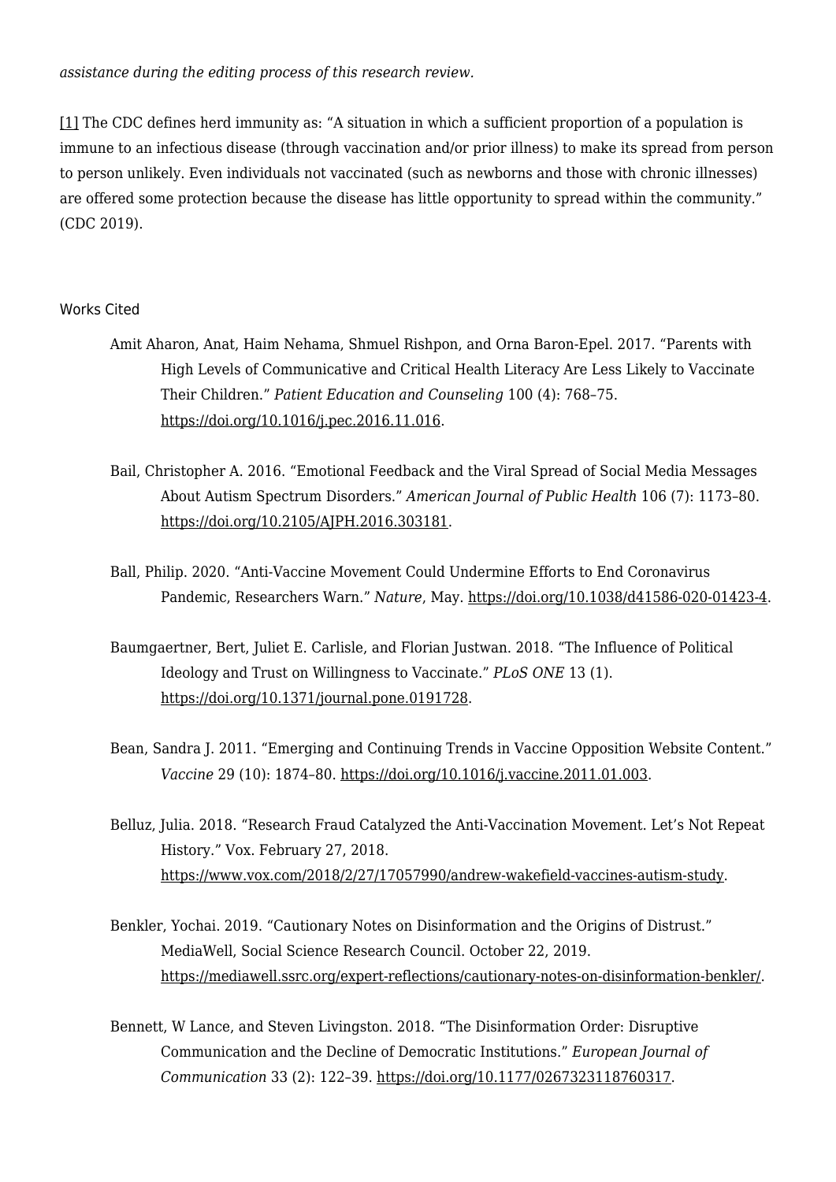*assistance during the editing process of this research review.*

[1] The CDC defines herd immunity as: "A situation in which a sufficient proportion of a population is immune to an infectious disease (through vaccination and/or prior illness) to make its spread from person to person unlikely. Even individuals not vaccinated (such as newborns and those with chronic illnesses) are offered some protection because the disease has little opportunity to spread within the community." (CDC 2019).

## Works Cited

Amit Aharon, Anat, Haim Nehama, Shmuel Rishpon, and Orna Baron-Epel. 2017. "Parents with High Levels of Communicative and Critical Health Literacy Are Less Likely to Vaccinate Their Children." *Patient Education and Counseling* 100 (4): 768–75. https://doi.org/10.1016/j.pec.2016.11.016.

Bail, Christopher A. 2016. "Emotional Feedback and the Viral Spread of Social Media Messages About Autism Spectrum Disorders." *American Journal of Public Health* 106 (7): 1173–80. https://doi.org/10.2105/AJPH.2016.303181.

Ball, Philip. 2020. "Anti-Vaccine Movement Could Undermine Efforts to End Coronavirus Pandemic, Researchers Warn." *Nature*, May. https://doi.org/10.1038/d41586-020-01423-4.

Baumgaertner, Bert, Juliet E. Carlisle, and Florian Justwan. 2018. "The Influence of Political Ideology and Trust on Willingness to Vaccinate." *PLoS ONE* 13 (1). https://doi.org/10.1371/journal.pone.0191728.

Bean, Sandra J. 2011. "Emerging and Continuing Trends in Vaccine Opposition Website Content." *Vaccine* 29 (10): 1874–80. https://doi.org/10.1016/j.vaccine.2011.01.003.

Belluz, Julia. 2018. "Research Fraud Catalyzed the Anti-Vaccination Movement. Let's Not Repeat History." Vox. February 27, 2018. https://www.vox.com/2018/2/27/17057990/andrew-wakefield-vaccines-autism-study.

Benkler, Yochai. 2019. "Cautionary Notes on Disinformation and the Origins of Distrust." MediaWell, Social Science Research Council. October 22, 2019. https://mediawell.ssrc.org/expert-reflections/cautionary-notes-on-disinformation-benkler/.

Bennett, W Lance, and Steven Livingston. 2018. "The Disinformation Order: Disruptive Communication and the Decline of Democratic Institutions." *European Journal of Communication* 33 (2): 122–39. https://doi.org/10.1177/0267323118760317.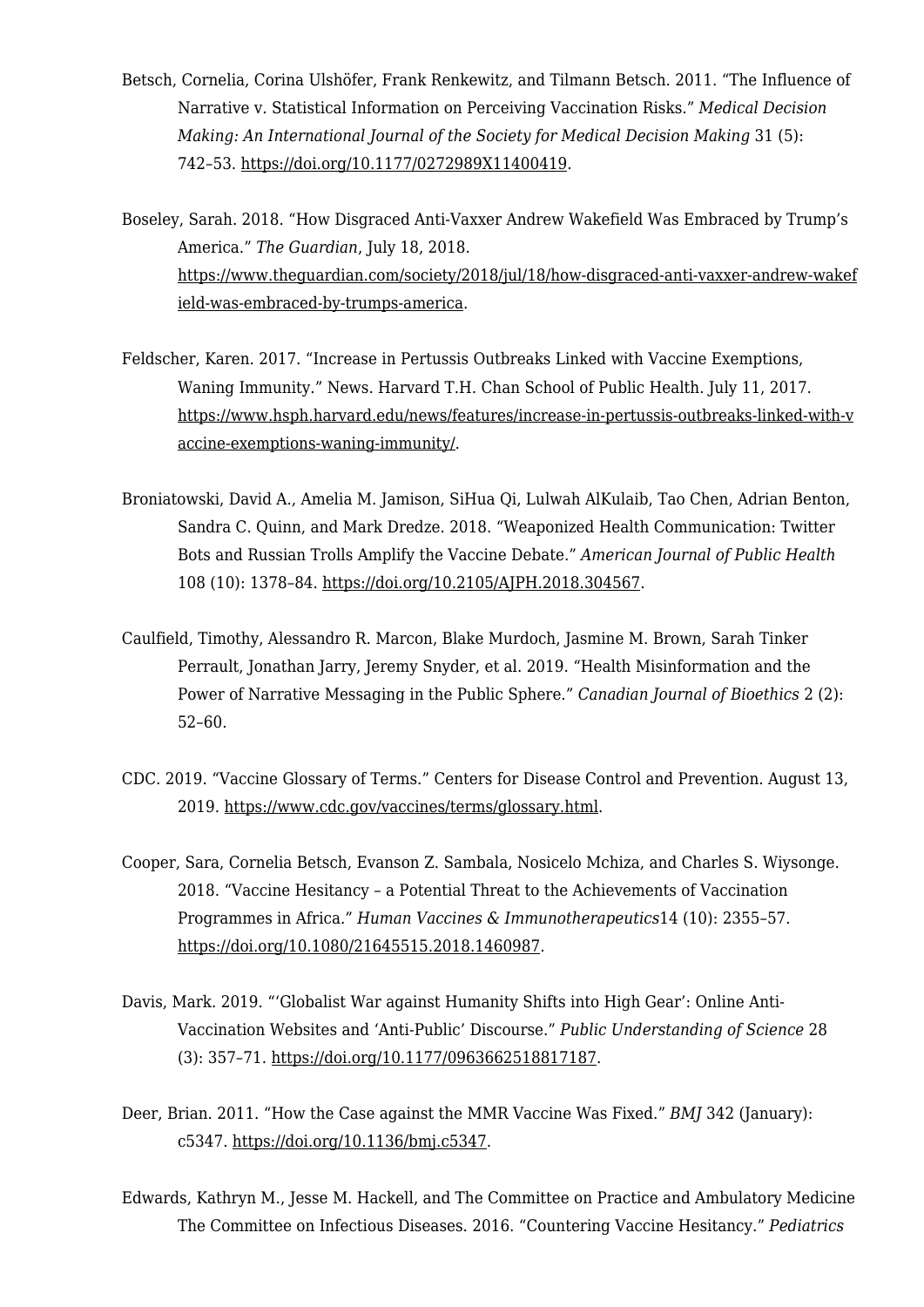Betsch, Cornelia, Corina Ulshöfer, Frank Renkewitz, and Tilmann Betsch. 2011. "The Influence of Narrative v. Statistical Information on Perceiving Vaccination Risks." *Medical Decision Making: An International Journal of the Society for Medical Decision Making* 31 (5): 742–53. https://doi.org/10.1177/0272989X11400419.

Boseley, Sarah. 2018. "How Disgraced Anti-Vaxxer Andrew Wakefield Was Embraced by Trump's America." *The Guardian*, July 18, 2018. https://www.theguardian.com/society/2018/jul/18/how-disgraced-anti-vaxxer-andrew-wakefield-was-embraced-by-trumps-america.

Feldscher, Karen. 2017. "Increase in Pertussis Outbreaks Linked with Vaccine Exemptions, Waning Immunity." News. Harvard T.H. Chan School of Public Health. July 11, 2017. https://www.hsph.harvard.edu/news/features/increase-in-pertussis-outbreaks-linked-with-vaccine-exemptions-waning-immunity/.

Broniatowski, David A., Amelia M. Jamison, SiHua Qi, Lulwah AlKulaib, Tao Chen, Adrian Benton, Sandra C. Quinn, and Mark Dredze. 2018. "Weaponized Health Communication: Twitter Bots and Russian Trolls Amplify the Vaccine Debate." *American Journal of Public Health* 108 (10): 1378–84. https://doi.org/10.2105/AJPH.2018.304567.

Caulfield, Timothy, Alessandro R. Marcon, Blake Murdoch, Jasmine M. Brown, Sarah Tinker Perrault, Jonathan Jarry, Jeremy Snyder, et al. 2019. "Health Misinformation and the Power of Narrative Messaging in the Public Sphere." *Canadian Journal of Bioethics* 2 (2): 52–60.

CDC. 2019. "Vaccine Glossary of Terms." Centers for Disease Control and Prevention. August 13, 2019. https://www.cdc.gov/vaccines/terms/glossary.html.

Cooper, Sara, Cornelia Betsch, Evanson Z. Sambala, Nosicelo Mchiza, and Charles S. Wiysonge. 2018. "Vaccine Hesitancy – a Potential Threat to the Achievements of Vaccination Programmes in Africa." *Human Vaccines & Immunotherapeutics*14 (10): 2355–57. https://doi.org/10.1080/21645515.2018.1460987.

Davis, Mark. 2019. "'Globalist War against Humanity Shifts into High Gear': Online Anti-Vaccination Websites and 'Anti-Public' Discourse." *Public Understanding of Science* 28 (3): 357–71. https://doi.org/10.1177/0963662518817187.

Deer, Brian. 2011. "How the Case against the MMR Vaccine Was Fixed." *BMJ* 342 (January): c5347. https://doi.org/10.1136/bmj.c5347.

Edwards, Kathryn M., Jesse M. Hackell, and The Committee on Practice and Ambulatory Medicine The Committee on Infectious Diseases. 2016. "Countering Vaccine Hesitancy." *Pediatrics*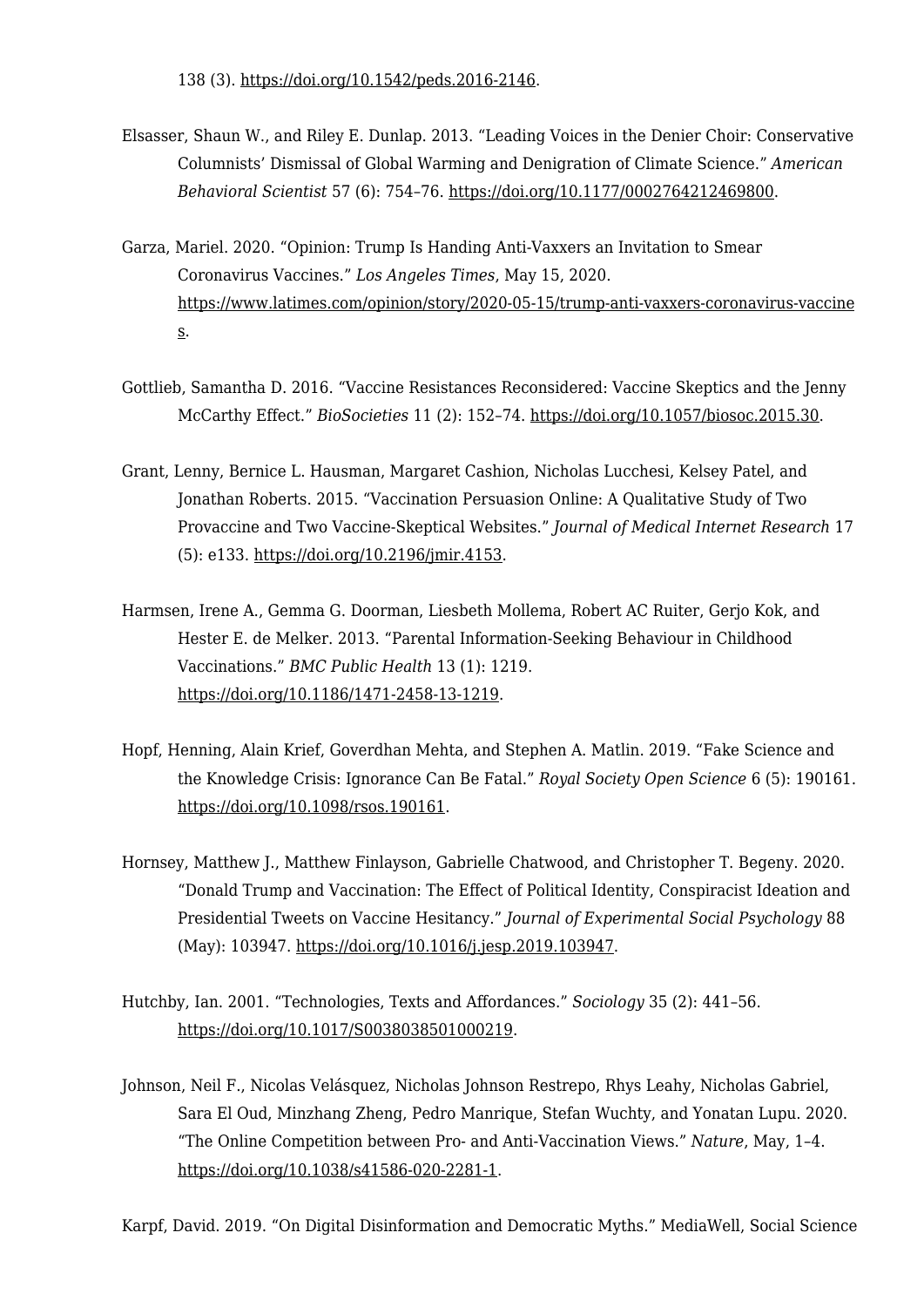138 (3). https://doi.org/10.1542/peds.2016-2146.

Elsasser, Shaun W., and Riley E. Dunlap. 2013. "Leading Voices in the Denier Choir: Conservative Columnists' Dismissal of Global Warming and Denigration of Climate Science." *American Behavioral Scientist* 57 (6): 754–76. https://doi.org/10.1177/0002764212469800.

Garza, Mariel. 2020. "Opinion: Trump Is Handing Anti-Vaxxers an Invitation to Smear Coronavirus Vaccines." *Los Angeles Times*, May 15, 2020. https://www.latimes.com/opinion/story/2020-05-15/trump-anti-vaxxers-coronavirus-vaccines.

Gottlieb, Samantha D. 2016. "Vaccine Resistances Reconsidered: Vaccine Skeptics and the Jenny McCarthy Effect." *BioSocieties* 11 (2): 152–74. https://doi.org/10.1057/biosoc.2015.30.

Grant, Lenny, Bernice L. Hausman, Margaret Cashion, Nicholas Lucchesi, Kelsey Patel, and Jonathan Roberts. 2015. "Vaccination Persuasion Online: A Qualitative Study of Two Provaccine and Two Vaccine-Skeptical Websites." *Journal of Medical Internet Research* 17 (5): e133. https://doi.org/10.2196/jmir.4153.

Harmsen, Irene A., Gemma G. Doorman, Liesbeth Mollema, Robert AC Ruiter, Gerjo Kok, and Hester E. de Melker. 2013. "Parental Information-Seeking Behaviour in Childhood Vaccinations." *BMC Public Health* 13 (1): 1219. https://doi.org/10.1186/1471-2458-13-1219.

Hopf, Henning, Alain Krief, Goverdhan Mehta, and Stephen A. Matlin. 2019. "Fake Science and the Knowledge Crisis: Ignorance Can Be Fatal." *Royal Society Open Science* 6 (5): 190161. https://doi.org/10.1098/rsos.190161.

Hornsey, Matthew J., Matthew Finlayson, Gabrielle Chatwood, and Christopher T. Begeny. 2020. "Donald Trump and Vaccination: The Effect of Political Identity, Conspiracist Ideation and Presidential Tweets on Vaccine Hesitancy." *Journal of Experimental Social Psychology* 88 (May): 103947. https://doi.org/10.1016/j.jesp.2019.103947.

Hutchby, Ian. 2001. "Technologies, Texts and Affordances." *Sociology* 35 (2): 441–56. https://doi.org/10.1017/S0038038501000219.

Johnson, Neil F., Nicolas Velásquez, Nicholas Johnson Restrepo, Rhys Leahy, Nicholas Gabriel, Sara El Oud, Minzhang Zheng, Pedro Manrique, Stefan Wuchty, and Yonatan Lupu. 2020. "The Online Competition between Pro- and Anti-Vaccination Views." *Nature*, May, 1–4. https://doi.org/10.1038/s41586-020-2281-1.

Karpf, David. 2019. "On Digital Disinformation and Democratic Myths." MediaWell, Social Science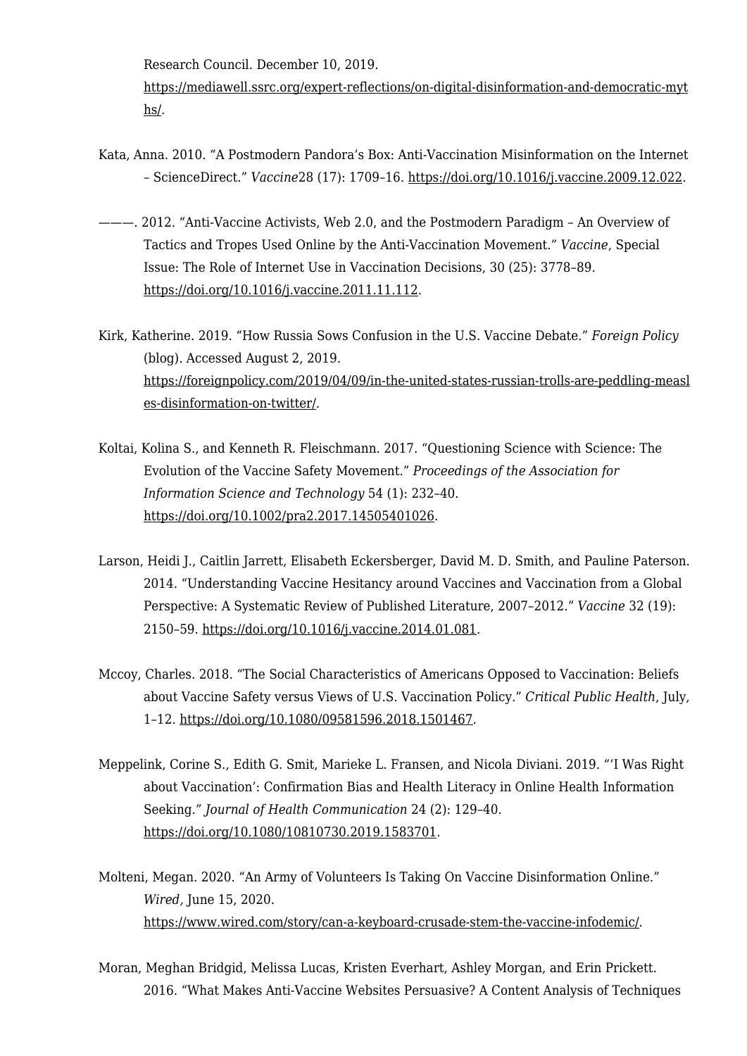Research Council. December 10, 2019. https://mediawell.ssrc.org/expert-reflections/on-digital-disinformation-and-democratic-myths/.

Kata, Anna. 2010. "A Postmodern Pandora's Box: Anti-Vaccination Misinformation on the Internet – ScienceDirect." *Vaccine*28 (17): 1709–16. https://doi.org/10.1016/j.vaccine.2009.12.022.

———. 2012. "Anti-Vaccine Activists, Web 2.0, and the Postmodern Paradigm – An Overview of Tactics and Tropes Used Online by the Anti-Vaccination Movement." *Vaccine*, Special Issue: The Role of Internet Use in Vaccination Decisions, 30 (25): 3778–89. https://doi.org/10.1016/j.vaccine.2011.11.112.

Kirk, Katherine. 2019. "How Russia Sows Confusion in the U.S. Vaccine Debate." *Foreign Policy* (blog). Accessed August 2, 2019. https://foreignpolicy.com/2019/04/09/in-the-united-states-russian-trolls-are-peddling-measles-disinformation-on-twitter/.

Koltai, Kolina S., and Kenneth R. Fleischmann. 2017. "Questioning Science with Science: The Evolution of the Vaccine Safety Movement." *Proceedings of the Association for Information Science and Technology* 54 (1): 232–40. https://doi.org/10.1002/pra2.2017.14505401026.

Larson, Heidi J., Caitlin Jarrett, Elisabeth Eckersberger, David M. D. Smith, and Pauline Paterson. 2014. "Understanding Vaccine Hesitancy around Vaccines and Vaccination from a Global Perspective: A Systematic Review of Published Literature, 2007–2012." *Vaccine* 32 (19): 2150–59. https://doi.org/10.1016/j.vaccine.2014.01.081.

Mccoy, Charles. 2018. "The Social Characteristics of Americans Opposed to Vaccination: Beliefs about Vaccine Safety versus Views of U.S. Vaccination Policy." *Critical Public Health*, July, 1–12. https://doi.org/10.1080/09581596.2018.1501467.

Meppelink, Corine S., Edith G. Smit, Marieke L. Fransen, and Nicola Diviani. 2019. "'I Was Right about Vaccination': Confirmation Bias and Health Literacy in Online Health Information Seeking." *Journal of Health Communication* 24 (2): 129–40. https://doi.org/10.1080/10810730.2019.1583701.

Molteni, Megan. 2020. "An Army of Volunteers Is Taking On Vaccine Disinformation Online." *Wired,* June 15, 2020. https://www.wired.com/story/can-a-keyboard-crusade-stem-the-vaccine-infodemic/.

Moran, Meghan Bridgid, Melissa Lucas, Kristen Everhart, Ashley Morgan, and Erin Prickett. 2016. "What Makes Anti-Vaccine Websites Persuasive? A Content Analysis of Techniques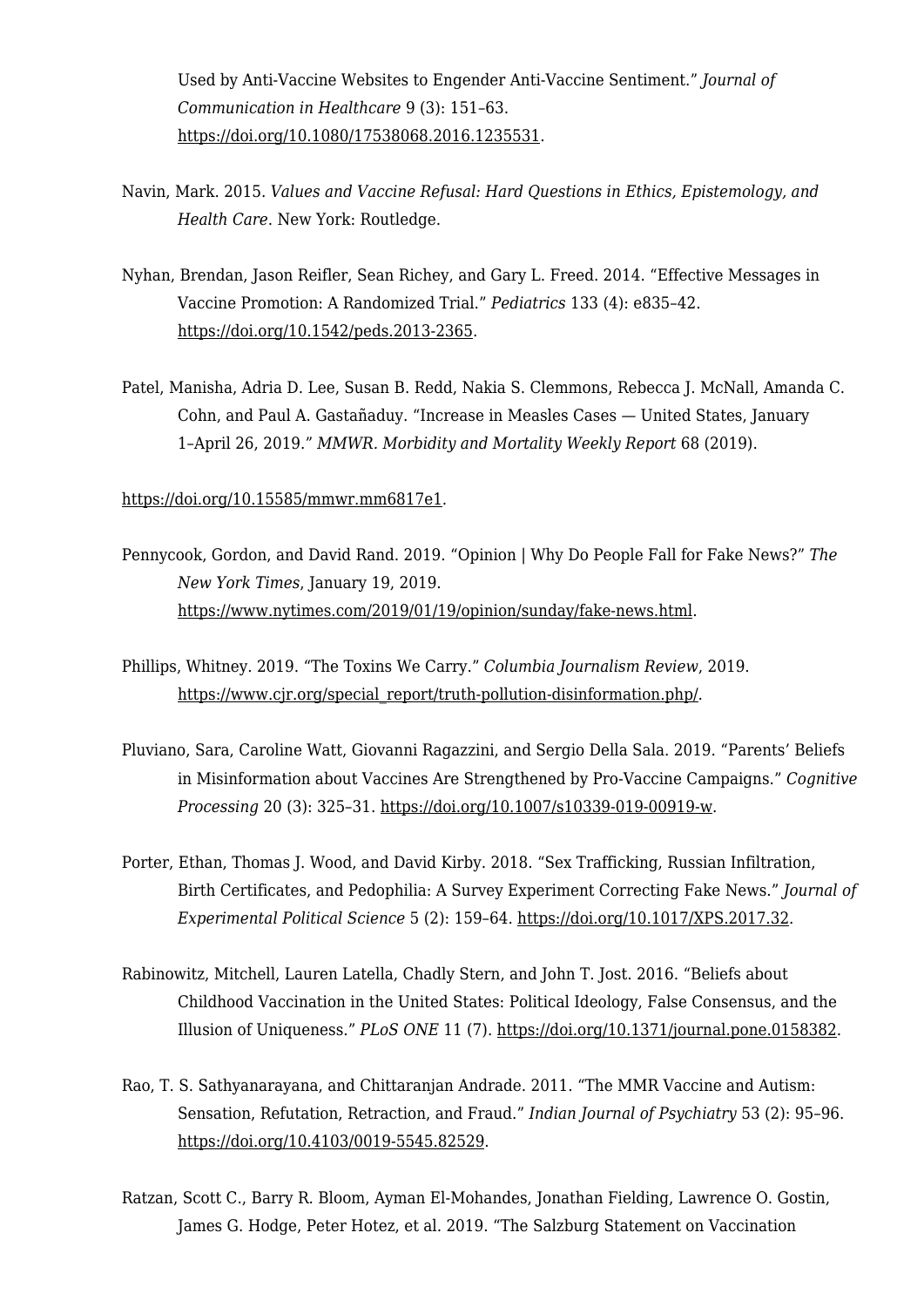Used by Anti-Vaccine Websites to Engender Anti-Vaccine Sentiment." *Journal of Communication in Healthcare* 9 (3): 151–63. https://doi.org/10.1080/17538068.2016.1235531.

Navin, Mark. 2015. *Values and Vaccine Refusal: Hard Questions in Ethics, Epistemology, and Health Care*. New York: Routledge.

Nyhan, Brendan, Jason Reifler, Sean Richey, and Gary L. Freed. 2014. "Effective Messages in Vaccine Promotion: A Randomized Trial." *Pediatrics* 133 (4): e835–42. https://doi.org/10.1542/peds.2013-2365.

Patel, Manisha, Adria D. Lee, Susan B. Redd, Nakia S. Clemmons, Rebecca J. McNall, Amanda C. Cohn, and Paul A. Gastañaduy. "Increase in Measles Cases — United States, January 1–April 26, 2019." *MMWR. Morbidity and Mortality Weekly Report* 68 (2019).

https://doi.org/10.15585/mmwr.mm6817e1.

Pennycook, Gordon, and David Rand. 2019. "Opinion | Why Do People Fall for Fake News?" *The New York Times*, January 19, 2019. https://www.nytimes.com/2019/01/19/opinion/sunday/fake-news.html.

Phillips, Whitney. 2019. "The Toxins We Carry." *Columbia Journalism Review*, 2019. https://www.cjr.org/special_report/truth-pollution-disinformation.php/.

Pluviano, Sara, Caroline Watt, Giovanni Ragazzini, and Sergio Della Sala. 2019. "Parents' Beliefs in Misinformation about Vaccines Are Strengthened by Pro-Vaccine Campaigns." *Cognitive Processing* 20 (3): 325–31. https://doi.org/10.1007/s10339-019-00919-w.

Porter, Ethan, Thomas J. Wood, and David Kirby. 2018. "Sex Trafficking, Russian Infiltration, Birth Certificates, and Pedophilia: A Survey Experiment Correcting Fake News." *Journal of Experimental Political Science* 5 (2): 159–64. https://doi.org/10.1017/XPS.2017.32.

Rabinowitz, Mitchell, Lauren Latella, Chadly Stern, and John T. Jost. 2016. "Beliefs about Childhood Vaccination in the United States: Political Ideology, False Consensus, and the Illusion of Uniqueness." *PLoS ONE* 11 (7). https://doi.org/10.1371/journal.pone.0158382.

Rao, T. S. Sathyanarayana, and Chittaranjan Andrade. 2011. "The MMR Vaccine and Autism: Sensation, Refutation, Retraction, and Fraud." *Indian Journal of Psychiatry* 53 (2): 95–96. https://doi.org/10.4103/0019-5545.82529.

Ratzan, Scott C., Barry R. Bloom, Ayman El-Mohandes, Jonathan Fielding, Lawrence O. Gostin, James G. Hodge, Peter Hotez, et al. 2019. "The Salzburg Statement on Vaccination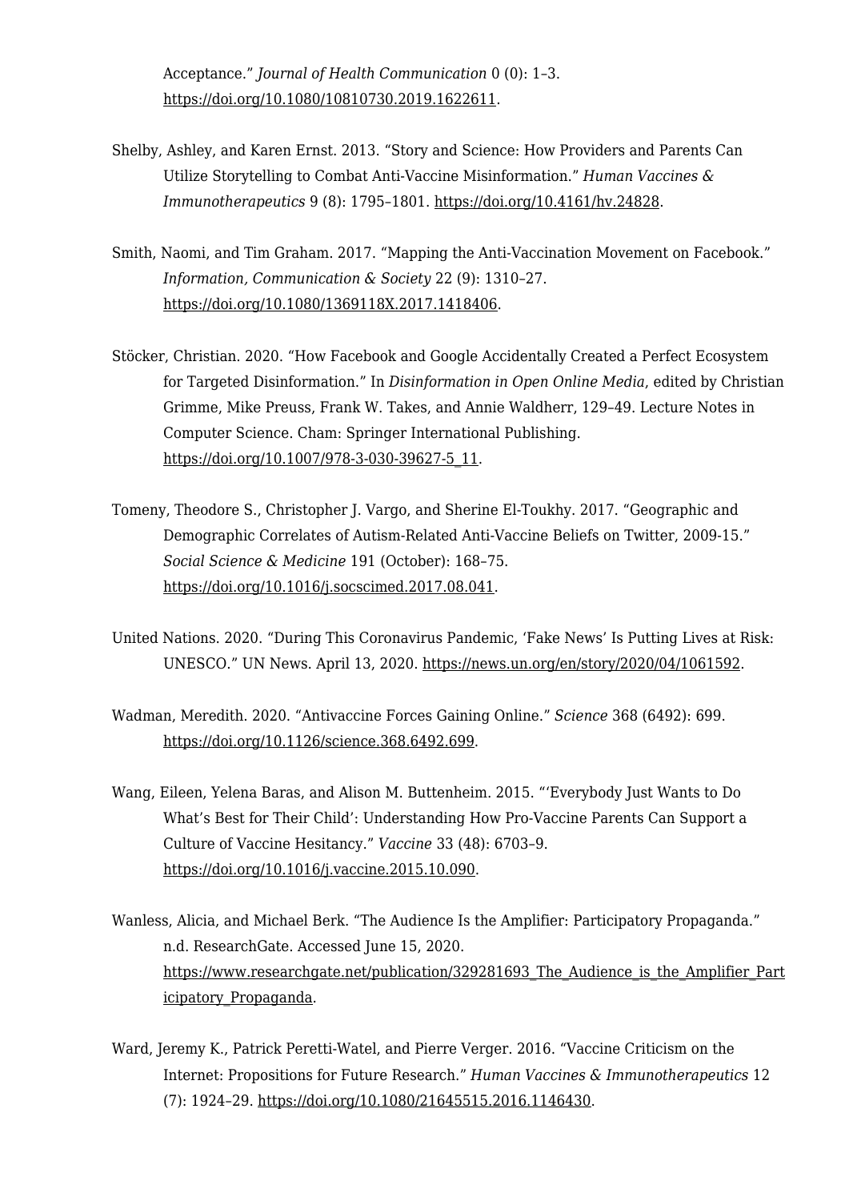Acceptance." *Journal of Health Communication* 0 (0): 1–3. https://doi.org/10.1080/10810730.2019.1622611.

Shelby, Ashley, and Karen Ernst. 2013. "Story and Science: How Providers and Parents Can Utilize Storytelling to Combat Anti-Vaccine Misinformation." *Human Vaccines & Immunotherapeutics* 9 (8): 1795–1801. https://doi.org/10.4161/hv.24828.

Smith, Naomi, and Tim Graham. 2017. "Mapping the Anti-Vaccination Movement on Facebook." *Information, Communication & Society* 22 (9): 1310–27. https://doi.org/10.1080/1369118X.2017.1418406.

Stöcker, Christian. 2020. "How Facebook and Google Accidentally Created a Perfect Ecosystem for Targeted Disinformation." In *Disinformation in Open Online Media*, edited by Christian Grimme, Mike Preuss, Frank W. Takes, and Annie Waldherr, 129–49. Lecture Notes in Computer Science. Cham: Springer International Publishing. https://doi.org/10.1007/978-3-030-39627-5_11.

Tomeny, Theodore S., Christopher J. Vargo, and Sherine El-Toukhy. 2017. "Geographic and Demographic Correlates of Autism-Related Anti-Vaccine Beliefs on Twitter, 2009-15." *Social Science & Medicine* 191 (October): 168–75. https://doi.org/10.1016/j.socscimed.2017.08.041.

United Nations. 2020. "During This Coronavirus Pandemic, 'Fake News' Is Putting Lives at Risk: UNESCO." UN News. April 13, 2020. https://news.un.org/en/story/2020/04/1061592.

Wadman, Meredith. 2020. "Antivaccine Forces Gaining Online." *Science* 368 (6492): 699. https://doi.org/10.1126/science.368.6492.699.

Wang, Eileen, Yelena Baras, and Alison M. Buttenheim. 2015. "'Everybody Just Wants to Do What's Best for Their Child': Understanding How Pro-Vaccine Parents Can Support a Culture of Vaccine Hesitancy." *Vaccine* 33 (48): 6703–9. https://doi.org/10.1016/j.vaccine.2015.10.090.

Wanless, Alicia, and Michael Berk. "The Audience Is the Amplifier: Participatory Propaganda." n.d. ResearchGate. Accessed June 15, 2020. https://www.researchgate.net/publication/329281693_The_Audience_is_the_Amplifier_Participatory_Propaganda.

Ward, Jeremy K., Patrick Peretti-Watel, and Pierre Verger. 2016. "Vaccine Criticism on the Internet: Propositions for Future Research." *Human Vaccines & Immunotherapeutics* 12 (7): 1924–29. https://doi.org/10.1080/21645515.2016.1146430.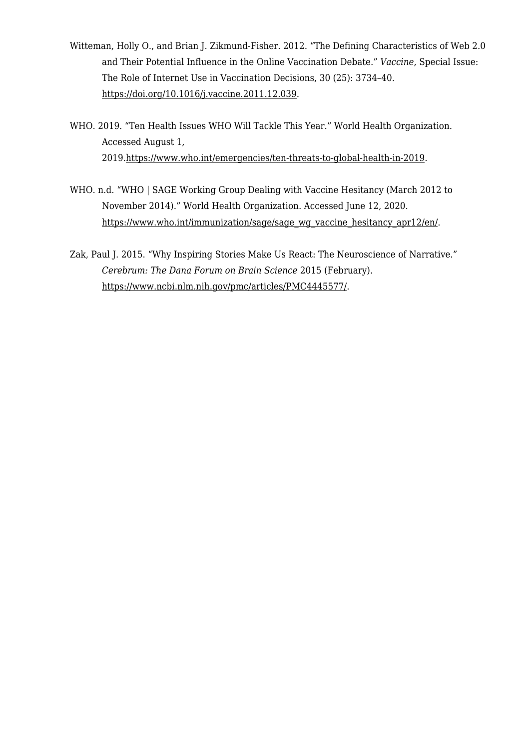Witteman, Holly O., and Brian J. Zikmund-Fisher. 2012. “The Defining Characteristics of Web 2.0 and Their Potential Influence in the Online Vaccination Debate.” *Vaccine*, Special Issue: The Role of Internet Use in Vaccination Decisions, 30 (25): 3734–40. https://doi.org/10.1016/j.vaccine.2011.12.039.

WHO. 2019. “Ten Health Issues WHO Will Tackle This Year.” World Health Organization. Accessed August 1, 2019.https://www.who.int/emergencies/ten-threats-to-global-health-in-2019.

WHO. n.d. “WHO | SAGE Working Group Dealing with Vaccine Hesitancy (March 2012 to November 2014).” World Health Organization. Accessed June 12, 2020. https://www.who.int/immunization/sage/sage_wg_vaccine_hesitancy_apr12/en/.

Zak, Paul J. 2015. “Why Inspiring Stories Make Us React: The Neuroscience of Narrative.” *Cerebrum: The Dana Forum on Brain Science* 2015 (February). https://www.ncbi.nlm.nih.gov/pmc/articles/PMC4445577/.